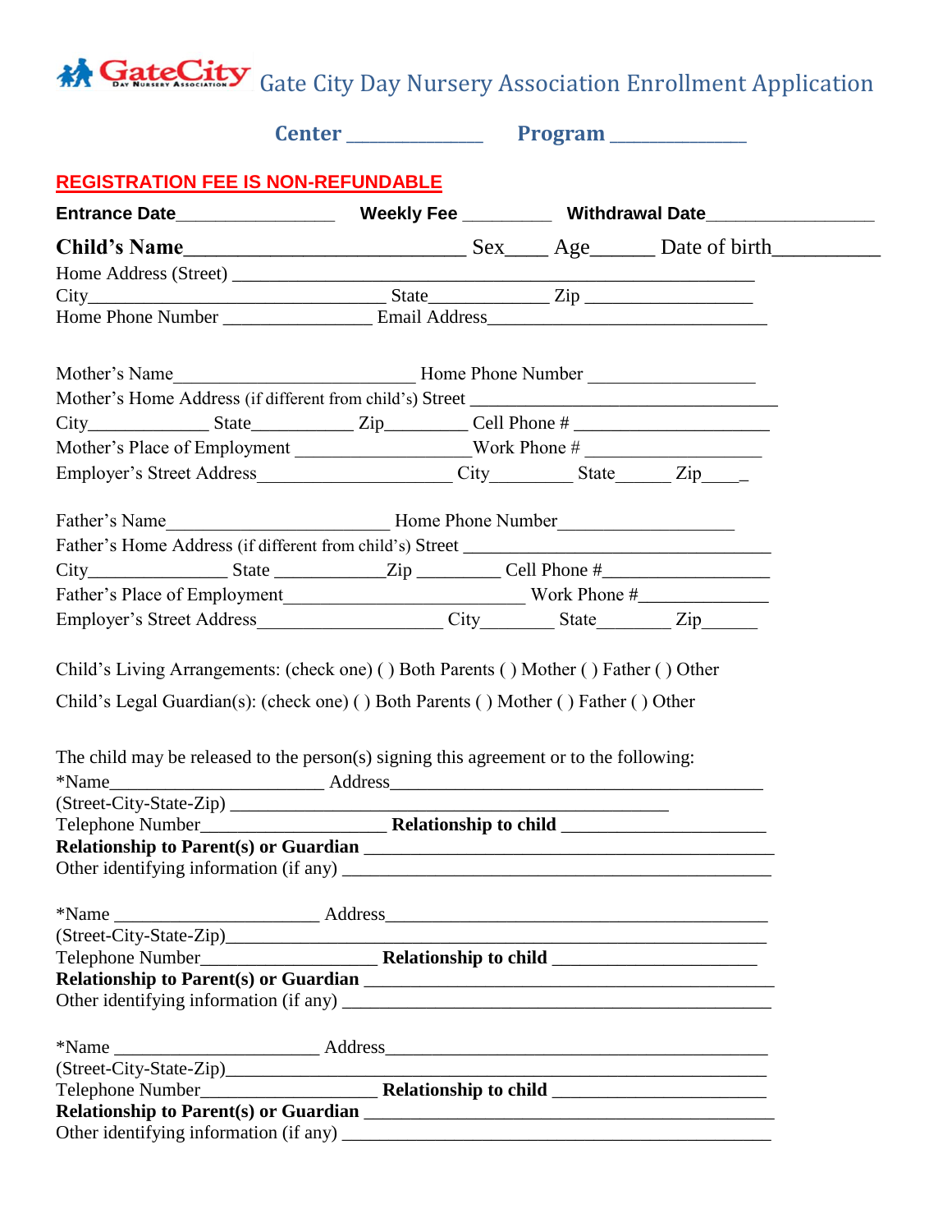# GateCity Gate City Day Nursery Association Enrollment Application

**Center** ______________ **Program** ______________

**REGISTRATION FEE IS NON-REFUNDABLE**

**Entrance Date**________________ **Weekly Fee** _________ **Withdrawal Date**_________________

**Child's Name**___________________________ Sex____ Age______ Date of birth__________
Home Address (Street) ________________________________________________
City_________________________________ State_____________ Zip __________________
Home Phone Number ________________ Email Address______________________________

Mother's Name__________________________ Home Phone Number __________________
Mother's Home Address (if different from child's) Street _______________________________
City_____________ State___________ Zip_________ Cell Phone # _____________________
Mother's Place of Employment ___________________Work Phone # ___________________
Employer's Street Address_____________________ City________ State______ Zip____

Father's Name________________________ Home Phone Number__________________
Father's Home Address (if different from child's) Street ________________________________
City_______________ State ____________Zip ________ Cell Phone #__________________
Father's Place of Employment__________________________ Work Phone #______________
Employer's Street Address____________________ City________ State________ Zip______

Child's Living Arrangements: (check one) ( ) Both Parents ( ) Mother ( ) Father ( ) Other

Child's Legal Guardian(s): (check one) ( ) Both Parents ( ) Mother ( ) Father ( ) Other

The child may be released to the person(s) signing this agreement or to the following:

*Name_______________________ Address_________________________________________
(Street-City-State-Zip) ________________________________________________
Telephone Number____________________ **Relationship to child** ______________________
**Relationship to Parent(s) or Guardian** _____________________________________________
Other identifying information (if any) ______________________________________________

*Name ______________________ Address__________________________________________
(Street-City-State-Zip)________________________________________________________
Telephone Number___________________ **Relationship to child** ______________________
**Relationship to Parent(s) or Guardian** _____________________________________________
Other identifying information (if any) ______________________________________________

*Name ______________________ Address__________________________________________
(Street-City-State-Zip)________________________________________________________
Telephone Number___________________ **Relationship to child** ______________________
**Relationship to Parent(s) or Guardian** _____________________________________________
Other identifying information (if any) ______________________________________________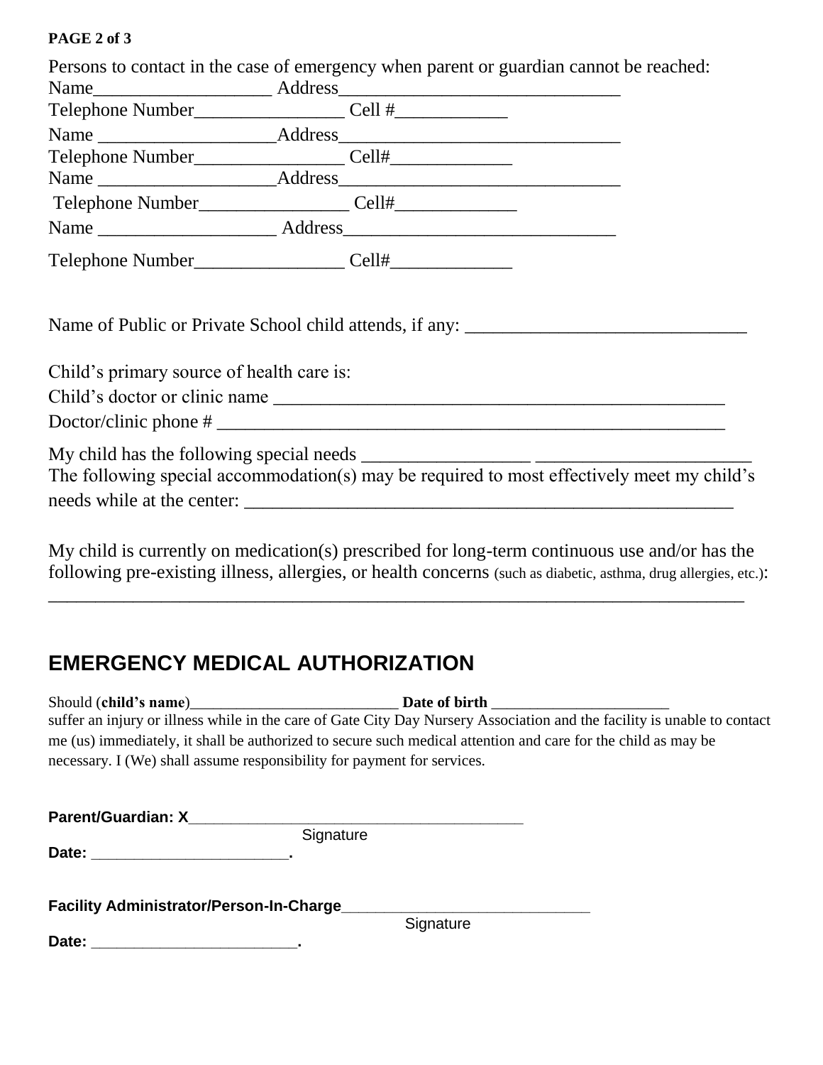Persons to contact in the case of emergency when parent or guardian cannot be reached:

Name___________________ Address______________________________

Telephone Number________________ Cell #____________

Name ___________________Address______________________________

Telephone Number________________ Cell#_____________

Name ___________________Address______________________________

Telephone Number________________ Cell#_____________

Name ___________________ Address_____________________________

Telephone Number________________ Cell#_____________

Name of Public or Private School child attends, if any: ______________________________

Child's primary source of health care is:

Child's doctor or clinic name ________________________________________________

Doctor/clinic phone # ______________________________________________________

My child has the following special needs __________________ ______________________

The following special accommodation(s) may be required to most effectively meet my child's needs while at the center: ______________________________________________________

My child is currently on medication(s) prescribed for long-term continuous use and/or has the following pre-existing illness, allergies, or health concerns (such as diabetic, asthma, drug allergies, etc.):

___________________________________________________________________________

## EMERGENCY MEDICAL AUTHORIZATION

Should (**child's name**)___________________________ **Date of birth** _______________________ suffer an injury or illness while in the care of Gate City Day Nursery Association and the facility is unable to contact me (us) immediately, it shall be authorized to secure such medical attention and care for the child as may be necessary. I (We) shall assume responsibility for payment for services.

**Parent/Guardian: X**_________________________________________
Signature

**Date:** ________________________.

**Facility Administrator/Person-In-Charge**______________________________
Signature

**Date:** _________________________.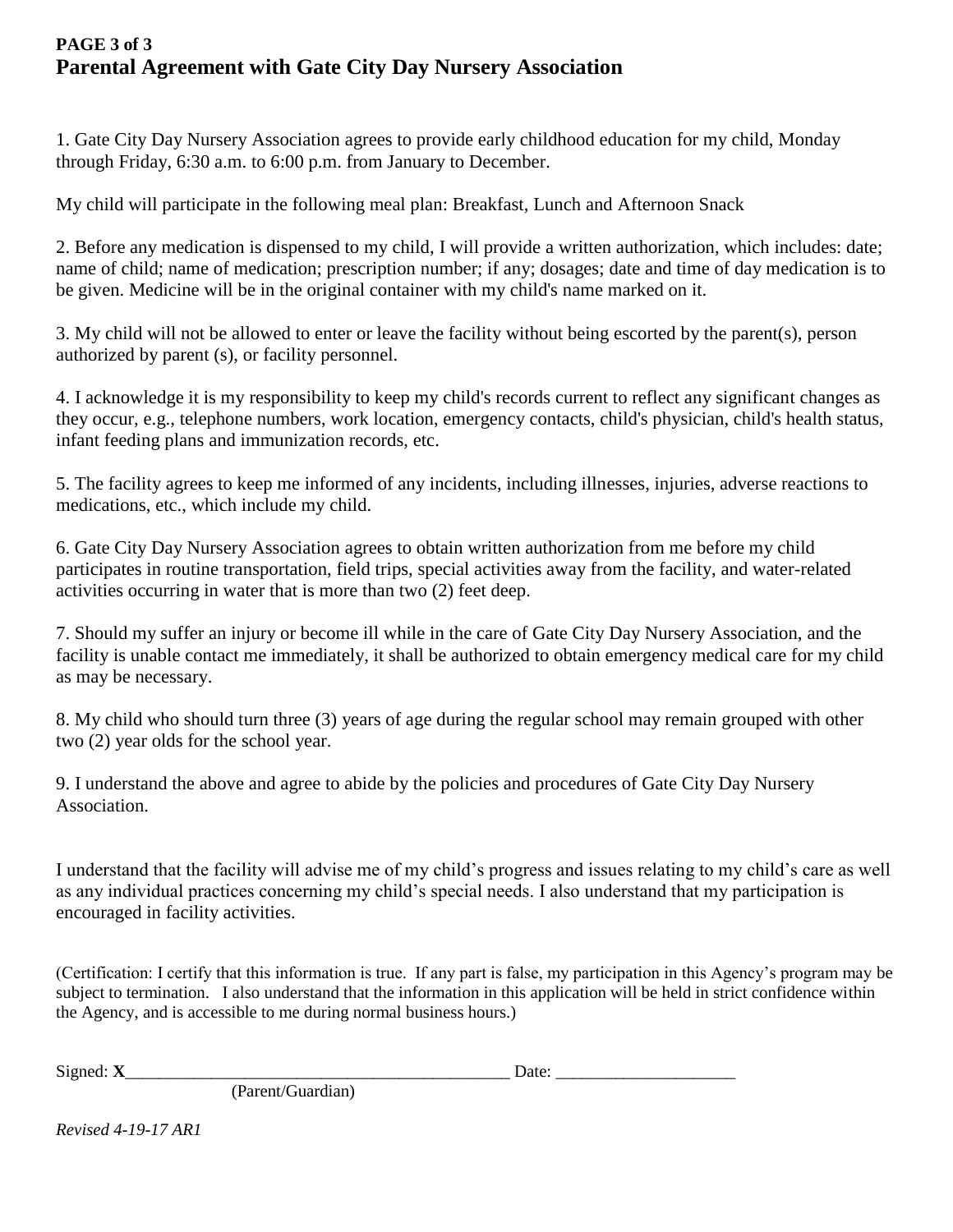# Parental Agreement with Gate City Day Nursery Association

1. Gate City Day Nursery Association agrees to provide early childhood education for my child, Monday through Friday, 6:30 a.m. to 6:00 p.m. from January to December.

My child will participate in the following meal plan: Breakfast, Lunch and Afternoon Snack

2. Before any medication is dispensed to my child, I will provide a written authorization, which includes: date; name of child; name of medication; prescription number; if any; dosages; date and time of day medication is to be given. Medicine will be in the original container with my child's name marked on it.

3. My child will not be allowed to enter or leave the facility without being escorted by the parent(s), person authorized by parent (s), or facility personnel.

4. I acknowledge it is my responsibility to keep my child's records current to reflect any significant changes as they occur, e.g., telephone numbers, work location, emergency contacts, child's physician, child's health status, infant feeding plans and immunization records, etc.

5. The facility agrees to keep me informed of any incidents, including illnesses, injuries, adverse reactions to medications, etc., which include my child.

6. Gate City Day Nursery Association agrees to obtain written authorization from me before my child participates in routine transportation, field trips, special activities away from the facility, and water-related activities occurring in water that is more than two (2) feet deep.

7. Should my suffer an injury or become ill while in the care of Gate City Day Nursery Association, and the facility is unable contact me immediately, it shall be authorized to obtain emergency medical care for my child as may be necessary.

8. My child who should turn three (3) years of age during the regular school may remain grouped with other two (2) year olds for the school year.

9. I understand the above and agree to abide by the policies and procedures of Gate City Day Nursery Association.

I understand that the facility will advise me of my child's progress and issues relating to my child's care as well as any individual practices concerning my child's special needs. I also understand that my participation is encouraged in facility activities.

(Certification: I certify that this information is true. If any part is false, my participation in this Agency's program may be subject to termination. I also understand that the information in this application will be held in strict confidence within the Agency, and is accessible to me during normal business hours.)

Signed: **X**_____________________________________________ Date: ____________________

(Parent/Guardian)

*Revised 4-19-17 AR1*